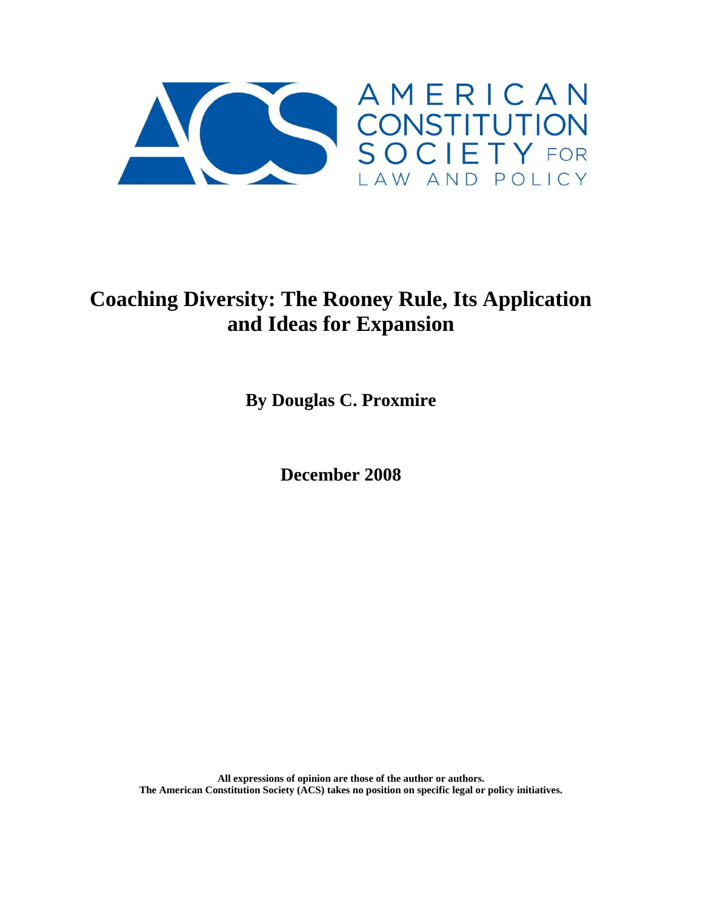AMERICAN CONSTITUTION SOCIETY FOR LAW AND POLICY

# Coaching Diversity: The Rooney Rule, Its Application and Ideas for Expansion

**By Douglas C. Proxmire**

**December 2008**

**All expressions of opinion are those of the author or authors.**
**The American Constitution Society (ACS) takes no position on specific legal or policy initiatives.**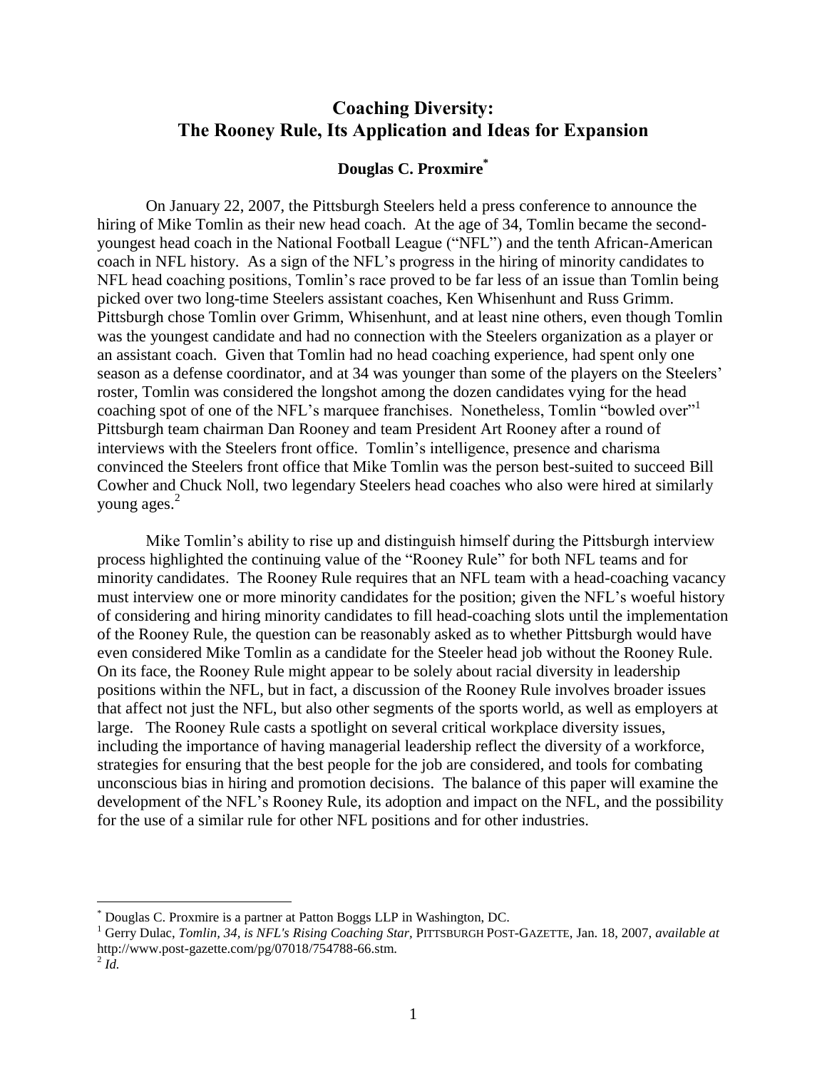# Coaching Diversity: The Rooney Rule, Its Application and Ideas for Expansion

**Douglas C. Proxmire***

On January 22, 2007, the Pittsburgh Steelers held a press conference to announce the hiring of Mike Tomlin as their new head coach. At the age of 34, Tomlin became the second-youngest head coach in the National Football League ("NFL") and the tenth African-American coach in NFL history. As a sign of the NFL's progress in the hiring of minority candidates to NFL head coaching positions, Tomlin's race proved to be far less of an issue than Tomlin being picked over two long-time Steelers assistant coaches, Ken Whisenhunt and Russ Grimm. Pittsburgh chose Tomlin over Grimm, Whisenhunt, and at least nine others, even though Tomlin was the youngest candidate and had no connection with the Steelers organization as a player or an assistant coach. Given that Tomlin had no head coaching experience, had spent only one season as a defense coordinator, and at 34 was younger than some of the players on the Steelers' roster, Tomlin was considered the longshot among the dozen candidates vying for the head coaching spot of one of the NFL's marquee franchises. Nonetheless, Tomlin "bowled over"[1] Pittsburgh team chairman Dan Rooney and team President Art Rooney after a round of interviews with the Steelers front office. Tomlin's intelligence, presence and charisma convinced the Steelers front office that Mike Tomlin was the person best-suited to succeed Bill Cowher and Chuck Noll, two legendary Steelers head coaches who also were hired at similarly young ages.[2]

Mike Tomlin's ability to rise up and distinguish himself during the Pittsburgh interview process highlighted the continuing value of the "Rooney Rule" for both NFL teams and for minority candidates. The Rooney Rule requires that an NFL team with a head-coaching vacancy must interview one or more minority candidates for the position; given the NFL's woeful history of considering and hiring minority candidates to fill head-coaching slots until the implementation of the Rooney Rule, the question can be reasonably asked as to whether Pittsburgh would have even considered Mike Tomlin as a candidate for the Steeler head job without the Rooney Rule. On its face, the Rooney Rule might appear to be solely about racial diversity in leadership positions within the NFL, but in fact, a discussion of the Rooney Rule involves broader issues that affect not just the NFL, but also other segments of the sports world, as well as employers at large. The Rooney Rule casts a spotlight on several critical workplace diversity issues, including the importance of having managerial leadership reflect the diversity of a workforce, strategies for ensuring that the best people for the job are considered, and tools for combating unconscious bias in hiring and promotion decisions. The balance of this paper will examine the development of the NFL's Rooney Rule, its adoption and impact on the NFL, and the possibility for the use of a similar rule for other NFL positions and for other industries.

---

\* Douglas C. Proxmire is a partner at Patton Boggs LLP in Washington, DC.

[1] Gerry Dulac, *Tomlin, 34, is NFL's Rising Coaching Star*, PITTSBURGH POST-GAZETTE, Jan. 18, 2007, *available at* http://www.post-gazette.com/pg/07018/754788-66.stm.

[2] *Id.*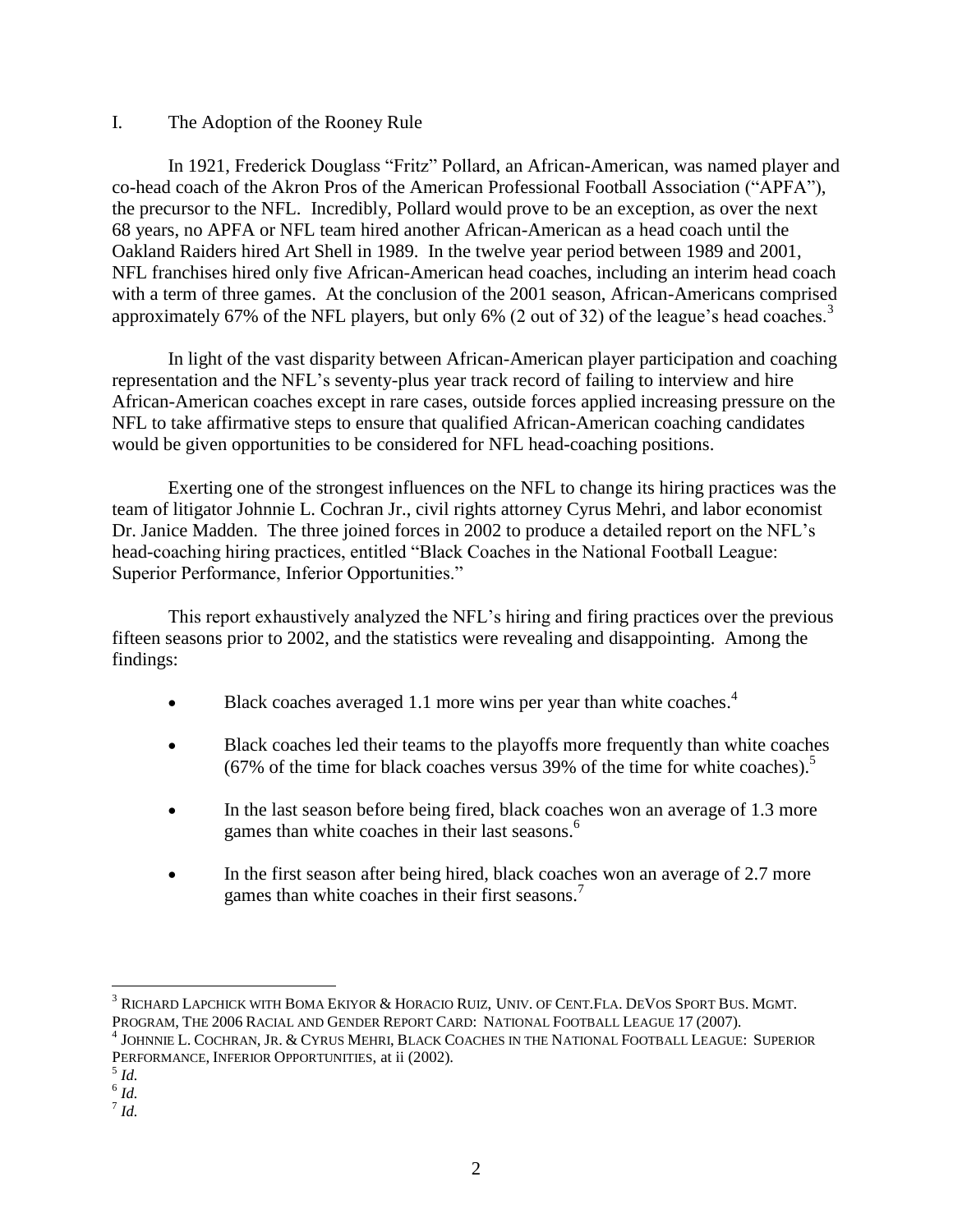## I. The Adoption of the Rooney Rule

In 1921, Frederick Douglass "Fritz" Pollard, an African-American, was named player and co-head coach of the Akron Pros of the American Professional Football Association ("APFA"), the precursor to the NFL. Incredibly, Pollard would prove to be an exception, as over the next 68 years, no APFA or NFL team hired another African-American as a head coach until the Oakland Raiders hired Art Shell in 1989. In the twelve year period between 1989 and 2001, NFL franchises hired only five African-American head coaches, including an interim head coach with a term of three games. At the conclusion of the 2001 season, African-Americans comprised approximately 67% of the NFL players, but only 6% (2 out of 32) of the league's head coaches.[3]

In light of the vast disparity between African-American player participation and coaching representation and the NFL's seventy-plus year track record of failing to interview and hire African-American coaches except in rare cases, outside forces applied increasing pressure on the NFL to take affirmative steps to ensure that qualified African-American coaching candidates would be given opportunities to be considered for NFL head-coaching positions.

Exerting one of the strongest influences on the NFL to change its hiring practices was the team of litigator Johnnie L. Cochran Jr., civil rights attorney Cyrus Mehri, and labor economist Dr. Janice Madden. The three joined forces in 2002 to produce a detailed report on the NFL's head-coaching hiring practices, entitled "Black Coaches in the National Football League: Superior Performance, Inferior Opportunities."

This report exhaustively analyzed the NFL's hiring and firing practices over the previous fifteen seasons prior to 2002, and the statistics were revealing and disappointing. Among the findings:

- Black coaches averaged 1.1 more wins per year than white coaches.[4]
- Black coaches led their teams to the playoffs more frequently than white coaches (67% of the time for black coaches versus 39% of the time for white coaches).[5]
- In the last season before being fired, black coaches won an average of 1.3 more games than white coaches in their last seasons.[6]
- In the first season after being hired, black coaches won an average of 2.7 more games than white coaches in their first seasons.[7]

---

[3] RICHARD LAPCHICK WITH BOMA EKIYOR & HORACIO RUIZ, UNIV. OF CENT.FLA. DEVOS SPORT BUS. MGMT. PROGRAM, THE 2006 RACIAL AND GENDER REPORT CARD: NATIONAL FOOTBALL LEAGUE 17 (2007).

[4] JOHNNIE L. COCHRAN, JR. & CYRUS MEHRI, BLACK COACHES IN THE NATIONAL FOOTBALL LEAGUE: SUPERIOR PERFORMANCE, INFERIOR OPPORTUNITIES, at ii (2002).

[5] *Id.*

[6] *Id.*

[7] *Id.*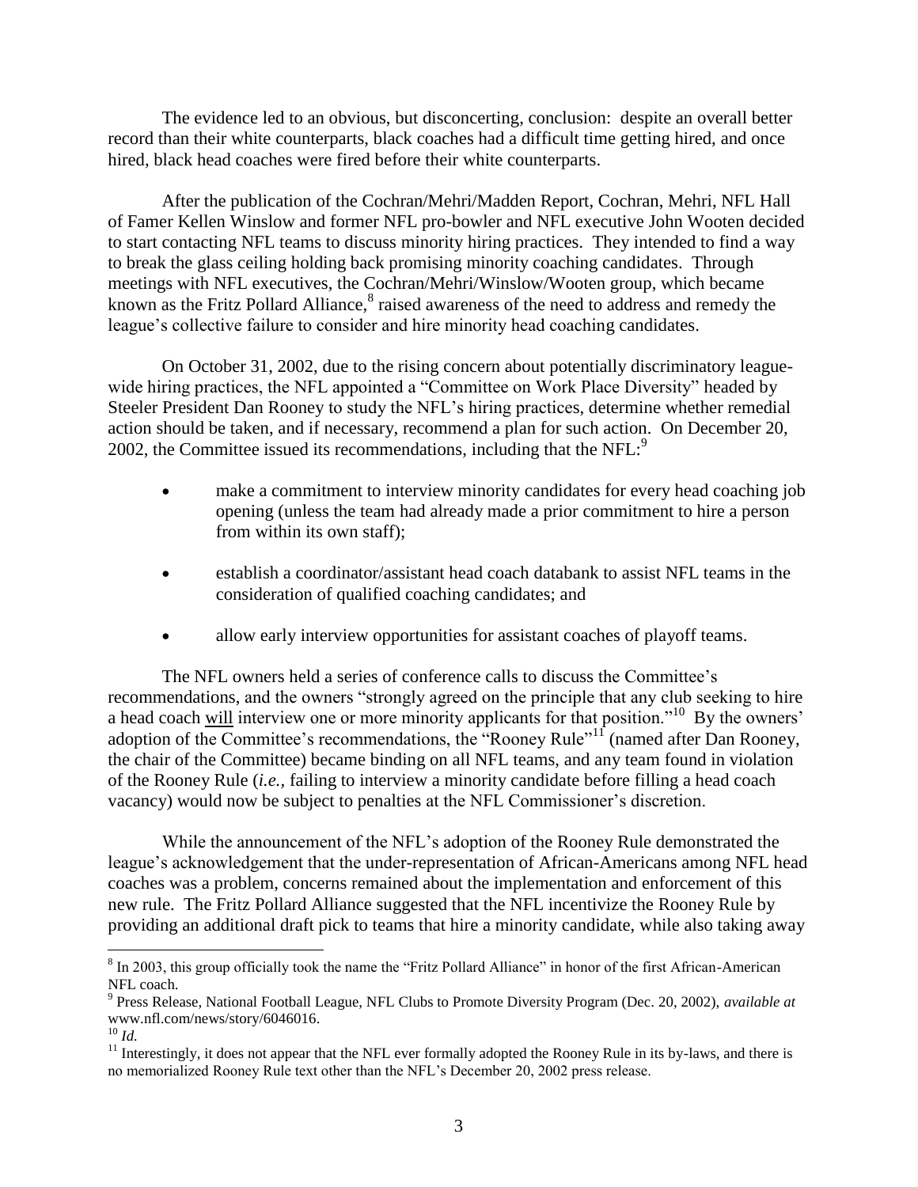The evidence led to an obvious, but disconcerting, conclusion: despite an overall better record than their white counterparts, black coaches had a difficult time getting hired, and once hired, black head coaches were fired before their white counterparts.

After the publication of the Cochran/Mehri/Madden Report, Cochran, Mehri, NFL Hall of Famer Kellen Winslow and former NFL pro-bowler and NFL executive John Wooten decided to start contacting NFL teams to discuss minority hiring practices. They intended to find a way to break the glass ceiling holding back promising minority coaching candidates. Through meetings with NFL executives, the Cochran/Mehri/Winslow/Wooten group, which became known as the Fritz Pollard Alliance,[8] raised awareness of the need to address and remedy the league's collective failure to consider and hire minority head coaching candidates.

On October 31, 2002, due to the rising concern about potentially discriminatory league-wide hiring practices, the NFL appointed a "Committee on Work Place Diversity" headed by Steeler President Dan Rooney to study the NFL's hiring practices, determine whether remedial action should be taken, and if necessary, recommend a plan for such action. On December 20, 2002, the Committee issued its recommendations, including that the NFL:[9]

- make a commitment to interview minority candidates for every head coaching job opening (unless the team had already made a prior commitment to hire a person from within its own staff);
- establish a coordinator/assistant head coach databank to assist NFL teams in the consideration of qualified coaching candidates; and
- allow early interview opportunities for assistant coaches of playoff teams.

The NFL owners held a series of conference calls to discuss the Committee's recommendations, and the owners "strongly agreed on the principle that any club seeking to hire a head coach <u>will</u> interview one or more minority applicants for that position."[10] By the owners' adoption of the Committee's recommendations, the "Rooney Rule"[11] (named after Dan Rooney, the chair of the Committee) became binding on all NFL teams, and any team found in violation of the Rooney Rule (*i.e.,* failing to interview a minority candidate before filling a head coach vacancy) would now be subject to penalties at the NFL Commissioner's discretion.

While the announcement of the NFL's adoption of the Rooney Rule demonstrated the league's acknowledgement that the under-representation of African-Americans among NFL head coaches was a problem, concerns remained about the implementation and enforcement of this new rule. The Fritz Pollard Alliance suggested that the NFL incentivize the Rooney Rule by providing an additional draft pick to teams that hire a minority candidate, while also taking away

---

[8] In 2003, this group officially took the name the "Fritz Pollard Alliance" in honor of the first African-American NFL coach.

[9] Press Release, National Football League, NFL Clubs to Promote Diversity Program (Dec. 20, 2002), *available at* www.nfl.com/news/story/6046016.

[10] *Id.*

[11] Interestingly, it does not appear that the NFL ever formally adopted the Rooney Rule in its by-laws, and there is no memorialized Rooney Rule text other than the NFL's December 20, 2002 press release.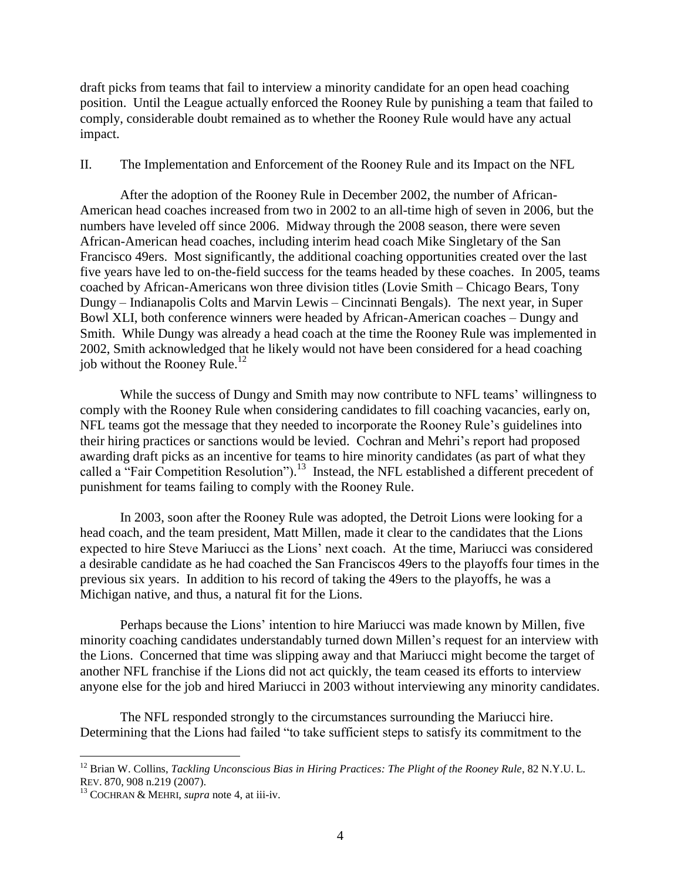draft picks from teams that fail to interview a minority candidate for an open head coaching position. Until the League actually enforced the Rooney Rule by punishing a team that failed to comply, considerable doubt remained as to whether the Rooney Rule would have any actual impact.

## II. The Implementation and Enforcement of the Rooney Rule and its Impact on the NFL

After the adoption of the Rooney Rule in December 2002, the number of African-American head coaches increased from two in 2002 to an all-time high of seven in 2006, but the numbers have leveled off since 2006. Midway through the 2008 season, there were seven African-American head coaches, including interim head coach Mike Singletary of the San Francisco 49ers. Most significantly, the additional coaching opportunities created over the last five years have led to on-the-field success for the teams headed by these coaches. In 2005, teams coached by African-Americans won three division titles (Lovie Smith – Chicago Bears, Tony Dungy – Indianapolis Colts and Marvin Lewis – Cincinnati Bengals). The next year, in Super Bowl XLI, both conference winners were headed by African-American coaches – Dungy and Smith. While Dungy was already a head coach at the time the Rooney Rule was implemented in 2002, Smith acknowledged that he likely would not have been considered for a head coaching job without the Rooney Rule.[12]

While the success of Dungy and Smith may now contribute to NFL teams' willingness to comply with the Rooney Rule when considering candidates to fill coaching vacancies, early on, NFL teams got the message that they needed to incorporate the Rooney Rule's guidelines into their hiring practices or sanctions would be levied. Cochran and Mehri's report had proposed awarding draft picks as an incentive for teams to hire minority candidates (as part of what they called a "Fair Competition Resolution").[13] Instead, the NFL established a different precedent of punishment for teams failing to comply with the Rooney Rule.

In 2003, soon after the Rooney Rule was adopted, the Detroit Lions were looking for a head coach, and the team president, Matt Millen, made it clear to the candidates that the Lions expected to hire Steve Mariucci as the Lions' next coach. At the time, Mariucci was considered a desirable candidate as he had coached the San Franciscos 49ers to the playoffs four times in the previous six years. In addition to his record of taking the 49ers to the playoffs, he was a Michigan native, and thus, a natural fit for the Lions.

Perhaps because the Lions' intention to hire Mariucci was made known by Millen, five minority coaching candidates understandably turned down Millen's request for an interview with the Lions. Concerned that time was slipping away and that Mariucci might become the target of another NFL franchise if the Lions did not act quickly, the team ceased its efforts to interview anyone else for the job and hired Mariucci in 2003 without interviewing any minority candidates.

The NFL responded strongly to the circumstances surrounding the Mariucci hire. Determining that the Lions had failed "to take sufficient steps to satisfy its commitment to the

---

[12] Brian W. Collins, *Tackling Unconscious Bias in Hiring Practices: The Plight of the Rooney Rule*, 82 N.Y.U. L. REV. 870, 908 n.219 (2007).

[13] COCHRAN & MEHRI, *supra* note 4, at iii-iv.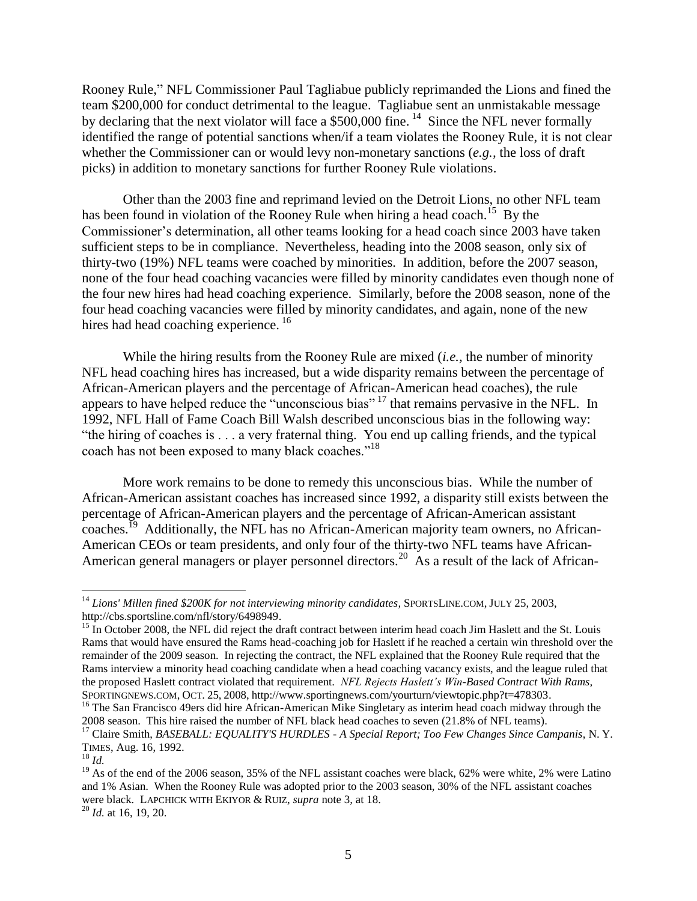Rooney Rule," NFL Commissioner Paul Tagliabue publicly reprimanded the Lions and fined the team $200,000 for conduct detrimental to the league. Tagliabue sent an unmistakable message by declaring that the next violator will face a $500,000 fine. [14] Since the NFL never formally identified the range of potential sanctions when/if a team violates the Rooney Rule, it is not clear whether the Commissioner can or would levy non-monetary sanctions (*e.g.*, the loss of draft picks) in addition to monetary sanctions for further Rooney Rule violations.

Other than the 2003 fine and reprimand levied on the Detroit Lions, no other NFL team has been found in violation of the Rooney Rule when hiring a head coach.[15] By the Commissioner's determination, all other teams looking for a head coach since 2003 have taken sufficient steps to be in compliance. Nevertheless, heading into the 2008 season, only six of thirty-two (19%) NFL teams were coached by minorities. In addition, before the 2007 season, none of the four head coaching vacancies were filled by minority candidates even though none of the four new hires had head coaching experience. Similarly, before the 2008 season, none of the four head coaching vacancies were filled by minority candidates, and again, none of the new hires had head coaching experience. [16]

While the hiring results from the Rooney Rule are mixed (*i.e.*, the number of minority NFL head coaching hires has increased, but a wide disparity remains between the percentage of African-American players and the percentage of African-American head coaches), the rule appears to have helped reduce the "unconscious bias" [17] that remains pervasive in the NFL. In 1992, NFL Hall of Fame Coach Bill Walsh described unconscious bias in the following way: "the hiring of coaches is . . . a very fraternal thing. You end up calling friends, and the typical coach has not been exposed to many black coaches."[18]

More work remains to be done to remedy this unconscious bias. While the number of African-American assistant coaches has increased since 1992, a disparity still exists between the percentage of African-American players and the percentage of African-American assistant coaches.[19] Additionally, the NFL has no African-American majority team owners, no African-American CEOs or team presidents, and only four of the thirty-two NFL teams have African-American general managers or player personnel directors.[20] As a result of the lack of African-

---

[14] *Lions' Millen fined $200K for not interviewing minority candidates*, SPORTSLINE.COM, JULY 25, 2003, http://cbs.sportsline.com/nfl/story/6498949.

[15] In October 2008, the NFL did reject the draft contract between interim head coach Jim Haslett and the St. Louis Rams that would have ensured the Rams head-coaching job for Haslett if he reached a certain win threshold over the remainder of the 2009 season. In rejecting the contract, the NFL explained that the Rooney Rule required that the Rams interview a minority head coaching candidate when a head coaching vacancy exists, and the league ruled that the proposed Haslett contract violated that requirement. *NFL Rejects Haslett's Win-Based Contract With Rams*, SPORTINGNEWS.COM, OCT. 25, 2008, http://www.sportingnews.com/yourturn/viewtopic.php?t=478303.

[16] The San Francisco 49ers did hire African-American Mike Singletary as interim head coach midway through the 2008 season. This hire raised the number of NFL black head coaches to seven (21.8% of NFL teams).

[17] Claire Smith, *BASEBALL: EQUALITY'S HURDLES - A Special Report; Too Few Changes Since Campanis*, N. Y. TIMES, Aug. 16, 1992.

[18] *Id.*

[19] As of the end of the 2006 season, 35% of the NFL assistant coaches were black, 62% were white, 2% were Latino and 1% Asian. When the Rooney Rule was adopted prior to the 2003 season, 30% of the NFL assistant coaches were black. LAPCHICK WITH EKIYOR & RUIZ, *supra* note 3, at 18.

[20] *Id.* at 16, 19, 20.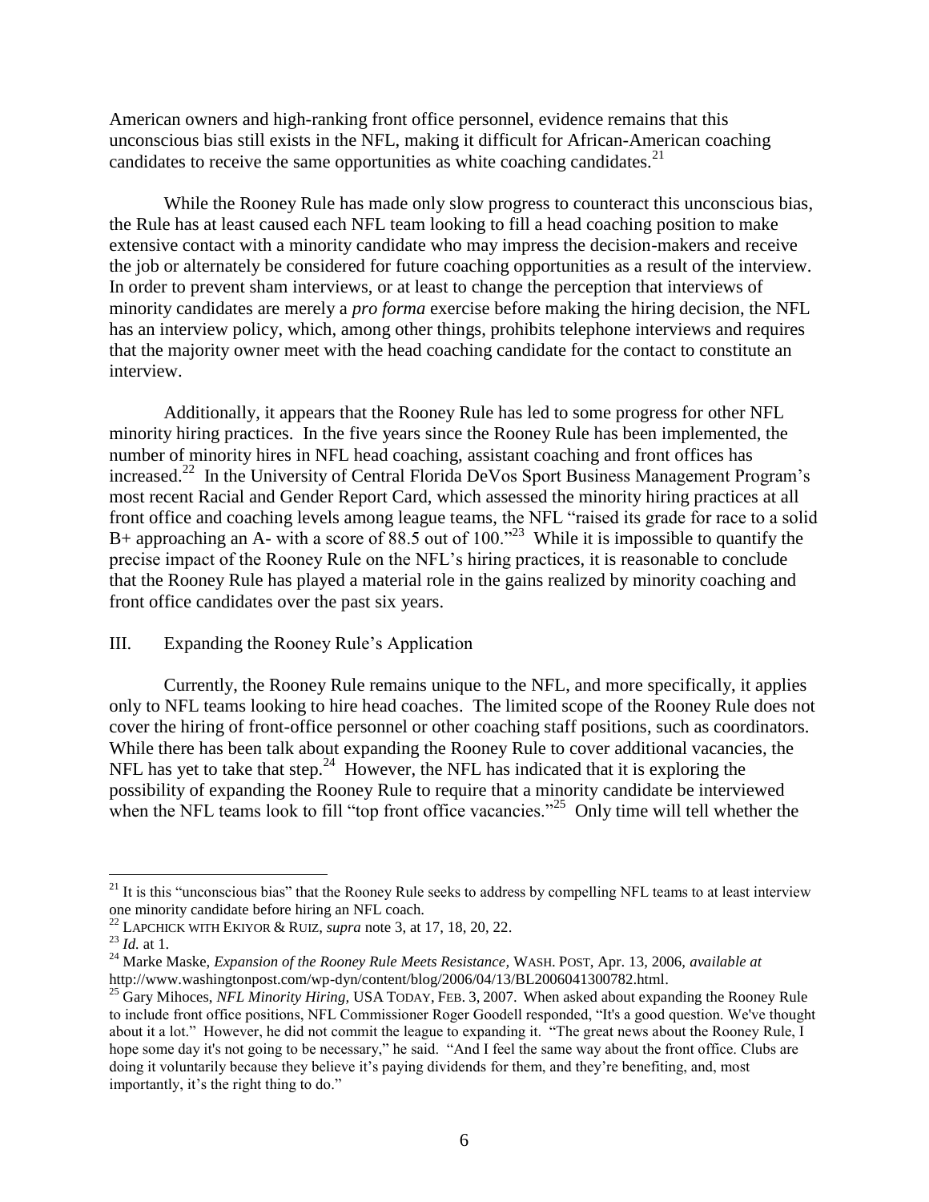American owners and high-ranking front office personnel, evidence remains that this unconscious bias still exists in the NFL, making it difficult for African-American coaching candidates to receive the same opportunities as white coaching candidates.[21]

While the Rooney Rule has made only slow progress to counteract this unconscious bias, the Rule has at least caused each NFL team looking to fill a head coaching position to make extensive contact with a minority candidate who may impress the decision-makers and receive the job or alternately be considered for future coaching opportunities as a result of the interview. In order to prevent sham interviews, or at least to change the perception that interviews of minority candidates are merely a *pro forma* exercise before making the hiring decision, the NFL has an interview policy, which, among other things, prohibits telephone interviews and requires that the majority owner meet with the head coaching candidate for the contact to constitute an interview.

Additionally, it appears that the Rooney Rule has led to some progress for other NFL minority hiring practices. In the five years since the Rooney Rule has been implemented, the number of minority hires in NFL head coaching, assistant coaching and front offices has increased.[22] In the University of Central Florida DeVos Sport Business Management Program's most recent Racial and Gender Report Card, which assessed the minority hiring practices at all front office and coaching levels among league teams, the NFL "raised its grade for race to a solid B+ approaching an A- with a score of 88.5 out of 100."[23] While it is impossible to quantify the precise impact of the Rooney Rule on the NFL's hiring practices, it is reasonable to conclude that the Rooney Rule has played a material role in the gains realized by minority coaching and front office candidates over the past six years.

## III. Expanding the Rooney Rule's Application

Currently, the Rooney Rule remains unique to the NFL, and more specifically, it applies only to NFL teams looking to hire head coaches. The limited scope of the Rooney Rule does not cover the hiring of front-office personnel or other coaching staff positions, such as coordinators. While there has been talk about expanding the Rooney Rule to cover additional vacancies, the NFL has yet to take that step.[24] However, the NFL has indicated that it is exploring the possibility of expanding the Rooney Rule to require that a minority candidate be interviewed when the NFL teams look to fill "top front office vacancies."[25] Only time will tell whether the

---

[21] It is this "unconscious bias" that the Rooney Rule seeks to address by compelling NFL teams to at least interview one minority candidate before hiring an NFL coach.

[22] LAPCHICK WITH EKIYOR & RUIZ, *supra* note 3, at 17, 18, 20, 22.

[23] *Id.* at 1.

[24] Marke Maske, *Expansion of the Rooney Rule Meets Resistance,* WASH. POST, Apr. 13, 2006, *available at* http://www.washingtonpost.com/wp-dyn/content/blog/2006/04/13/BL2006041300782.html.

[25] Gary Mihoces, *NFL Minority Hiring,* USA TODAY, FEB. 3, 2007. When asked about expanding the Rooney Rule to include front office positions, NFL Commissioner Roger Goodell responded, "It's a good question. We've thought about it a lot." However, he did not commit the league to expanding it. "The great news about the Rooney Rule, I hope some day it's not going to be necessary," he said. "And I feel the same way about the front office. Clubs are doing it voluntarily because they believe it's paying dividends for them, and they're benefiting, and, most importantly, it's the right thing to do."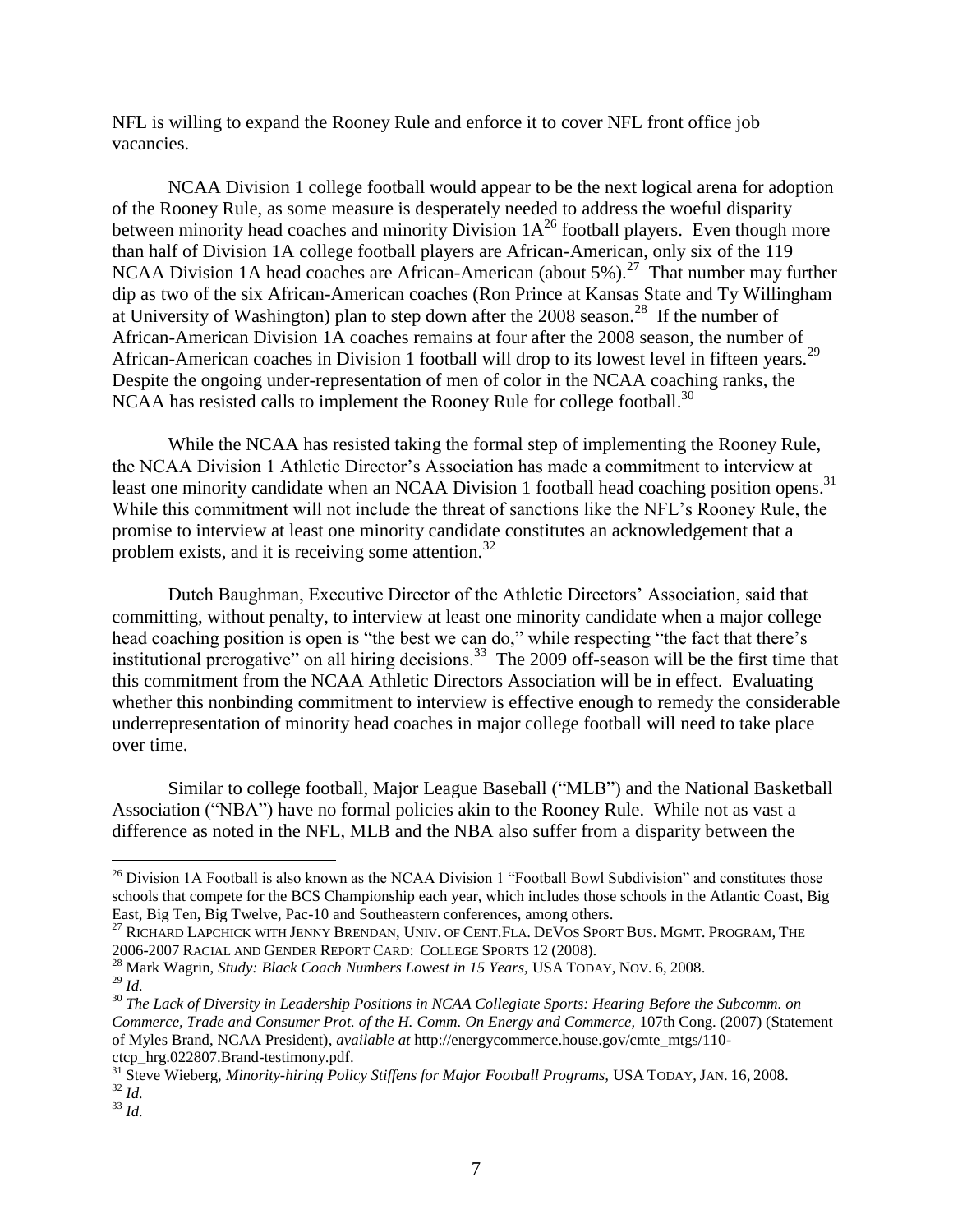NFL is willing to expand the Rooney Rule and enforce it to cover NFL front office job vacancies.

NCAA Division 1 college football would appear to be the next logical arena for adoption of the Rooney Rule, as some measure is desperately needed to address the woeful disparity between minority head coaches and minority Division 1A[26] football players. Even though more than half of Division 1A college football players are African-American, only six of the 119 NCAA Division 1A head coaches are African-American (about 5%).[27] That number may further dip as two of the six African-American coaches (Ron Prince at Kansas State and Ty Willingham at University of Washington) plan to step down after the 2008 season.[28] If the number of African-American Division 1A coaches remains at four after the 2008 season, the number of African-American coaches in Division 1 football will drop to its lowest level in fifteen years.[29] Despite the ongoing under-representation of men of color in the NCAA coaching ranks, the NCAA has resisted calls to implement the Rooney Rule for college football.[30]

While the NCAA has resisted taking the formal step of implementing the Rooney Rule, the NCAA Division 1 Athletic Director's Association has made a commitment to interview at least one minority candidate when an NCAA Division 1 football head coaching position opens.[31] While this commitment will not include the threat of sanctions like the NFL's Rooney Rule, the promise to interview at least one minority candidate constitutes an acknowledgement that a problem exists, and it is receiving some attention.[32]

Dutch Baughman, Executive Director of the Athletic Directors' Association, said that committing, without penalty, to interview at least one minority candidate when a major college head coaching position is open is "the best we can do," while respecting "the fact that there's institutional prerogative" on all hiring decisions.[33] The 2009 off-season will be the first time that this commitment from the NCAA Athletic Directors Association will be in effect. Evaluating whether this nonbinding commitment to interview is effective enough to remedy the considerable underrepresentation of minority head coaches in major college football will need to take place over time.

Similar to college football, Major League Baseball ("MLB") and the National Basketball Association ("NBA") have no formal policies akin to the Rooney Rule. While not as vast a difference as noted in the NFL, MLB and the NBA also suffer from a disparity between the

---

[26] Division 1A Football is also known as the NCAA Division 1 "Football Bowl Subdivision" and constitutes those schools that compete for the BCS Championship each year, which includes those schools in the Atlantic Coast, Big East, Big Ten, Big Twelve, Pac-10 and Southeastern conferences, among others.

[27] RICHARD LAPCHICK WITH JENNY BRENDAN, UNIV. OF CENT.FLA. DEVOS SPORT BUS. MGMT. PROGRAM, THE 2006-2007 RACIAL AND GENDER REPORT CARD: COLLEGE SPORTS 12 (2008).

[28] Mark Wagrin, *Study: Black Coach Numbers Lowest in 15 Years,* USA TODAY, NOV. 6, 2008.

[29] *Id.*

[30] *The Lack of Diversity in Leadership Positions in NCAA Collegiate Sports: Hearing Before the Subcomm. on Commerce, Trade and Consumer Prot. of the H. Comm. On Energy and Commerce,* 107th Cong. (2007) (Statement of Myles Brand, NCAA President), *available at* http://energycommerce.house.gov/cmte_mtgs/110-ctcp_hrg.022807.Brand-testimony.pdf.

[31] Steve Wieberg, *Minority-hiring Policy Stiffens for Major Football Programs,* USA TODAY, JAN. 16, 2008.

[32] *Id.*

[33] *Id.*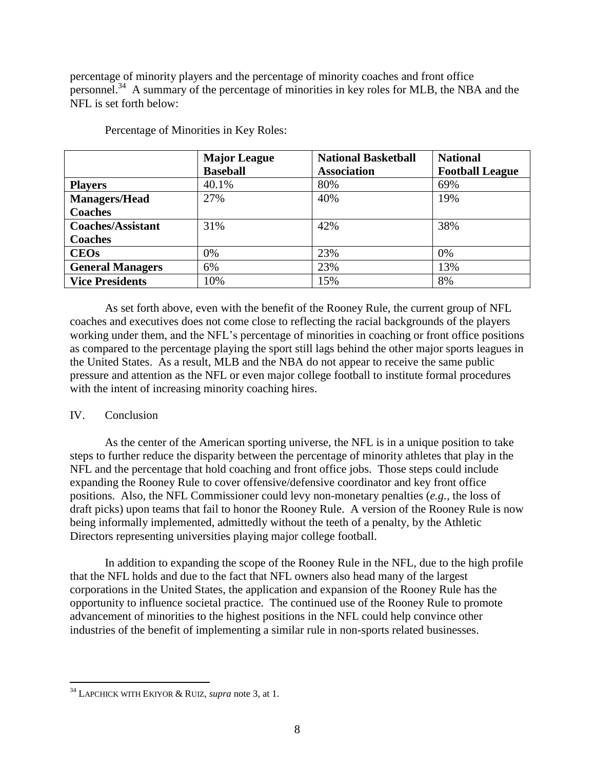percentage of minority players and the percentage of minority coaches and front office personnel.[34] A summary of the percentage of minorities in key roles for MLB, the NBA and the NFL is set forth below:

Percentage of Minorities in Key Roles:

| | **Major League Baseball** | **National Basketball Association** | **National Football League** |
|---|---|---|---|
| **Players** | 40.1% | 80% | 69% |
| **Managers/Head Coaches** | 27% | 40% | 19% |
| **Coaches/Assistant Coaches** | 31% | 42% | 38% |
| **CEOs** | 0% | 23% | 0% |
| **General Managers** | 6% | 23% | 13% |
| **Vice Presidents** | 10% | 15% | 8% |

As set forth above, even with the benefit of the Rooney Rule, the current group of NFL coaches and executives does not come close to reflecting the racial backgrounds of the players working under them, and the NFL's percentage of minorities in coaching or front office positions as compared to the percentage playing the sport still lags behind the other major sports leagues in the United States. As a result, MLB and the NBA do not appear to receive the same public pressure and attention as the NFL or even major college football to institute formal procedures with the intent of increasing minority coaching hires.

## IV. Conclusion

As the center of the American sporting universe, the NFL is in a unique position to take steps to further reduce the disparity between the percentage of minority athletes that play in the NFL and the percentage that hold coaching and front office jobs. Those steps could include expanding the Rooney Rule to cover offensive/defensive coordinator and key front office positions. Also, the NFL Commissioner could levy non-monetary penalties (*e.g.*, the loss of draft picks) upon teams that fail to honor the Rooney Rule. A version of the Rooney Rule is now being informally implemented, admittedly without the teeth of a penalty, by the Athletic Directors representing universities playing major college football.

In addition to expanding the scope of the Rooney Rule in the NFL, due to the high profile that the NFL holds and due to the fact that NFL owners also head many of the largest corporations in the United States, the application and expansion of the Rooney Rule has the opportunity to influence societal practice. The continued use of the Rooney Rule to promote advancement of minorities to the highest positions in the NFL could help convince other industries of the benefit of implementing a similar rule in non-sports related businesses.

---

[34] LAPCHICK WITH EKIYOR & RUIZ, *supra* note 3, at 1.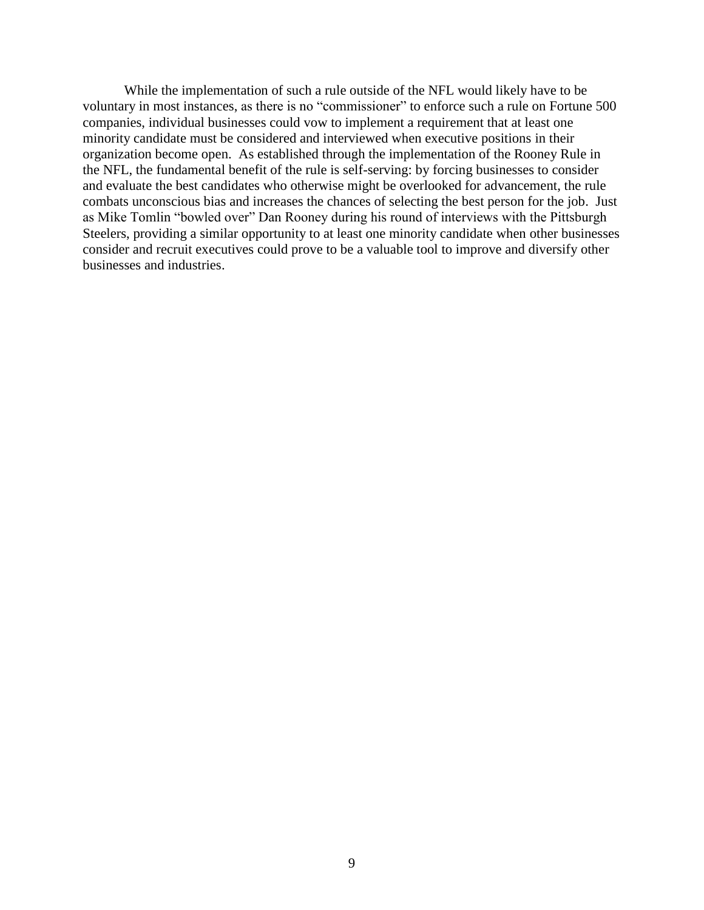While the implementation of such a rule outside of the NFL would likely have to be voluntary in most instances, as there is no "commissioner" to enforce such a rule on Fortune 500 companies, individual businesses could vow to implement a requirement that at least one minority candidate must be considered and interviewed when executive positions in their organization become open. As established through the implementation of the Rooney Rule in the NFL, the fundamental benefit of the rule is self-serving: by forcing businesses to consider and evaluate the best candidates who otherwise might be overlooked for advancement, the rule combats unconscious bias and increases the chances of selecting the best person for the job. Just as Mike Tomlin "bowled over" Dan Rooney during his round of interviews with the Pittsburgh Steelers, providing a similar opportunity to at least one minority candidate when other businesses consider and recruit executives could prove to be a valuable tool to improve and diversify other businesses and industries.